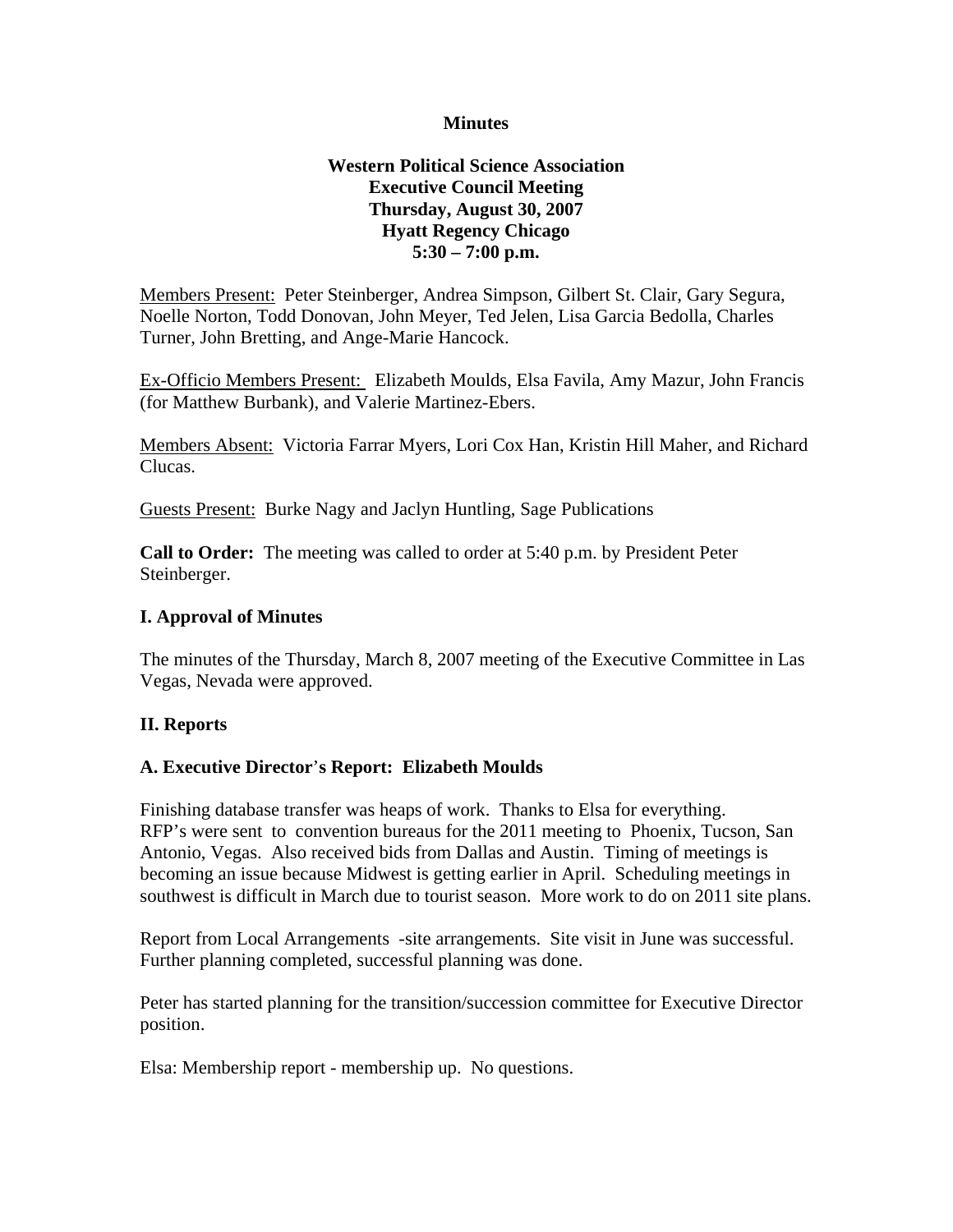**Minutes**

**Western Political Science Association**
**Executive Council Meeting**
**Thursday, August 30, 2007**
**Hyatt Regency Chicago**
**5:30 – 7:00 p.m.**

Members Present: Peter Steinberger, Andrea Simpson, Gilbert St. Clair, Gary Segura, Noelle Norton, Todd Donovan, John Meyer, Ted Jelen, Lisa Garcia Bedolla, Charles Turner, John Bretting, and Ange-Marie Hancock.

Ex-Officio Members Present: Elizabeth Moulds, Elsa Favila, Amy Mazur, John Francis (for Matthew Burbank), and Valerie Martinez-Ebers.

Members Absent: Victoria Farrar Myers, Lori Cox Han, Kristin Hill Maher, and Richard Clucas.

Guests Present: Burke Nagy and Jaclyn Huntling, Sage Publications

**Call to Order:** The meeting was called to order at 5:40 p.m. by President Peter Steinberger.

## I. Approval of Minutes

The minutes of the Thursday, March 8, 2007 meeting of the Executive Committee in Las Vegas, Nevada were approved.

## II. Reports

### A. Executive Director's Report: Elizabeth Moulds

Finishing database transfer was heaps of work. Thanks to Elsa for everything. RFP's were sent to convention bureaus for the 2011 meeting to Phoenix, Tucson, San Antonio, Vegas. Also received bids from Dallas and Austin. Timing of meetings is becoming an issue because Midwest is getting earlier in April. Scheduling meetings in southwest is difficult in March due to tourist season. More work to do on 2011 site plans.

Report from Local Arrangements -site arrangements. Site visit in June was successful. Further planning completed, successful planning was done.

Peter has started planning for the transition/succession committee for Executive Director position.

Elsa: Membership report - membership up. No questions.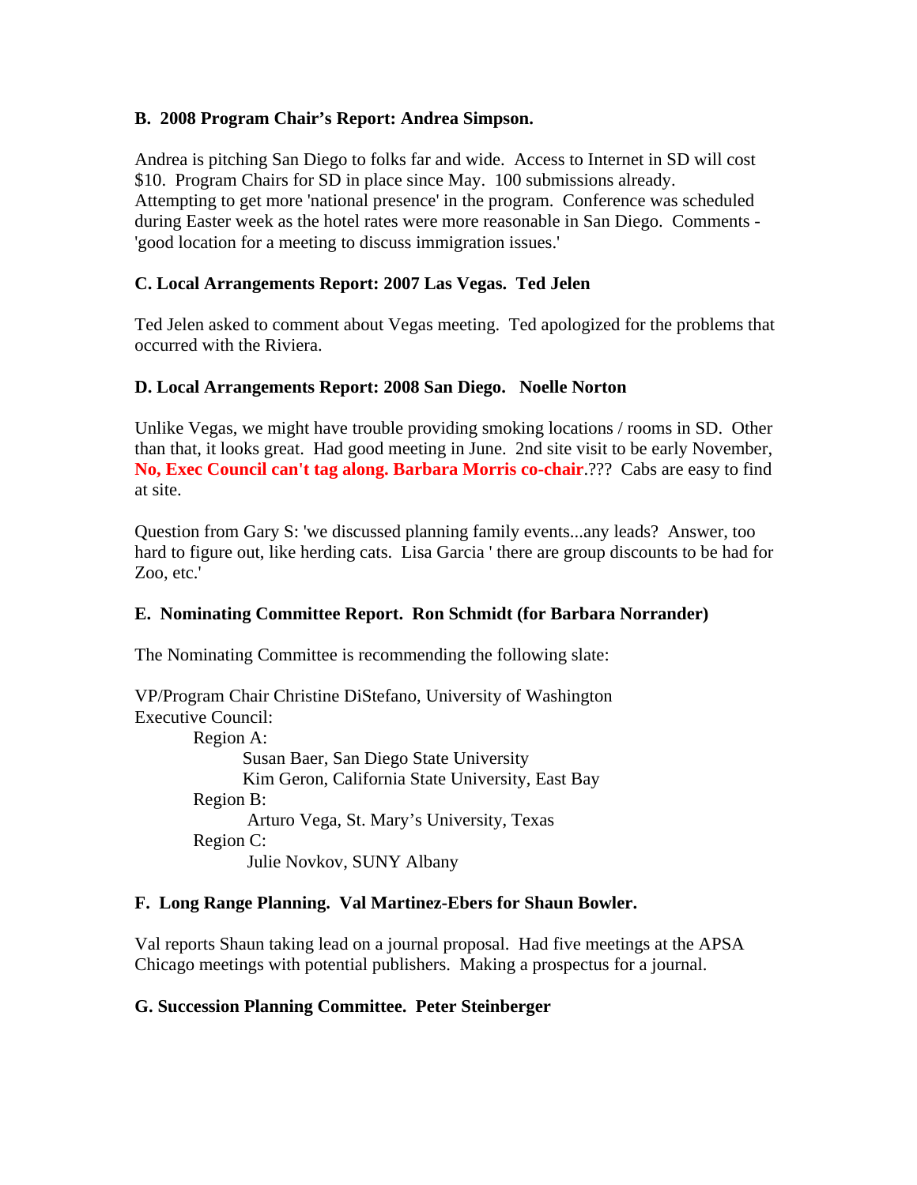**B. 2008 Program Chair's Report: Andrea Simpson.**

Andrea is pitching San Diego to folks far and wide. Access to Internet in SD will cost $10. Program Chairs for SD in place since May. 100 submissions already. Attempting to get more 'national presence' in the program. Conference was scheduled during Easter week as the hotel rates were more reasonable in San Diego. Comments - 'good location for a meeting to discuss immigration issues.'

**C. Local Arrangements Report: 2007 Las Vegas. Ted Jelen**

Ted Jelen asked to comment about Vegas meeting. Ted apologized for the problems that occurred with the Riviera.

**D. Local Arrangements Report: 2008 San Diego. Noelle Norton**

Unlike Vegas, we might have trouble providing smoking locations / rooms in SD. Other than that, it looks great. Had good meeting in June. 2nd site visit to be early November, **No, Exec Council can't tag along. Barbara Morris co-chair**.??? Cabs are easy to find at site.

Question from Gary S: 'we discussed planning family events...any leads? Answer, too hard to figure out, like herding cats. Lisa Garcia ' there are group discounts to be had for Zoo, etc.'

**E. Nominating Committee Report. Ron Schmidt (for Barbara Norrander)**

The Nominating Committee is recommending the following slate:

VP/Program Chair Christine DiStefano, University of Washington
Executive Council:

- Region A:
  - Susan Baer, San Diego State University
  - Kim Geron, California State University, East Bay
- Region B:
  - Arturo Vega, St. Mary's University, Texas
- Region C:
  - Julie Novkov, SUNY Albany

**F. Long Range Planning. Val Martinez-Ebers for Shaun Bowler.**

Val reports Shaun taking lead on a journal proposal. Had five meetings at the APSA Chicago meetings with potential publishers. Making a prospectus for a journal.

**G. Succession Planning Committee. Peter Steinberger**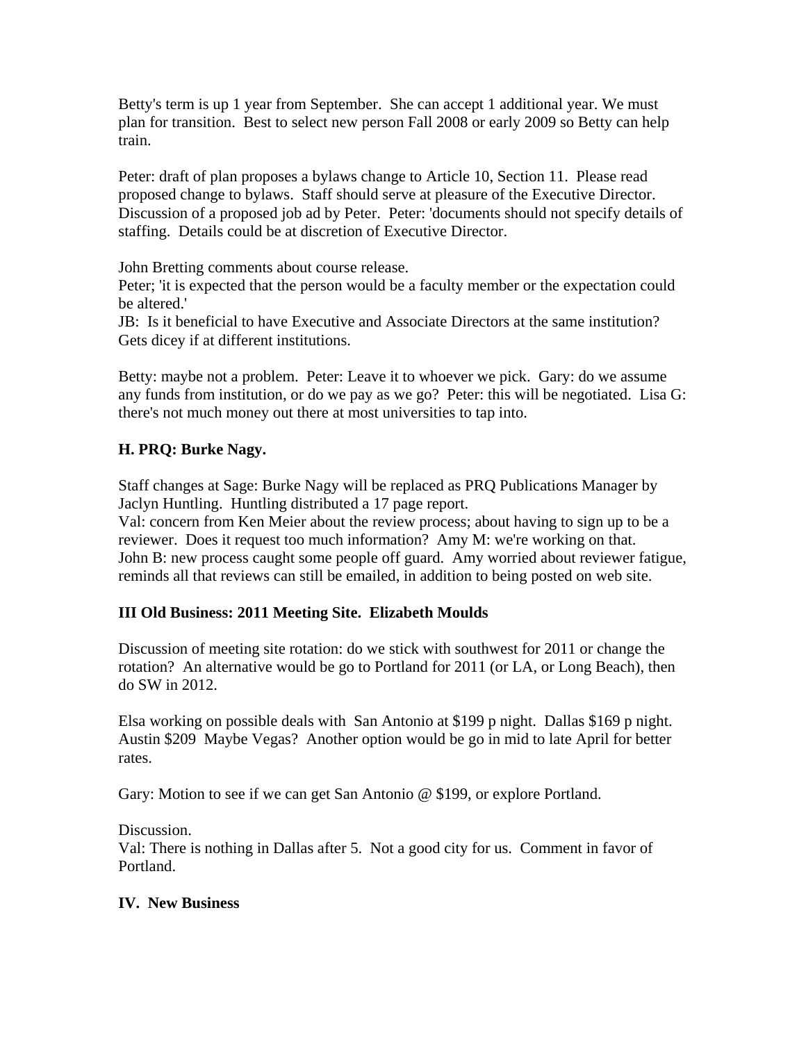Betty's term is up 1 year from September. She can accept 1 additional year. We must plan for transition. Best to select new person Fall 2008 or early 2009 so Betty can help train.

Peter: draft of plan proposes a bylaws change to Article 10, Section 11. Please read proposed change to bylaws. Staff should serve at pleasure of the Executive Director. Discussion of a proposed job ad by Peter. Peter: 'documents should not specify details of staffing. Details could be at discretion of Executive Director.

John Bretting comments about course release.
Peter; 'it is expected that the person would be a faculty member or the expectation could be altered.'
JB: Is it beneficial to have Executive and Associate Directors at the same institution? Gets dicey if at different institutions.

Betty: maybe not a problem. Peter: Leave it to whoever we pick. Gary: do we assume any funds from institution, or do we pay as we go? Peter: this will be negotiated. Lisa G: there's not much money out there at most universities to tap into.

**H. PRQ: Burke Nagy.**

Staff changes at Sage: Burke Nagy will be replaced as PRQ Publications Manager by Jaclyn Huntling. Huntling distributed a 17 page report.
Val: concern from Ken Meier about the review process; about having to sign up to be a reviewer. Does it request too much information? Amy M: we're working on that.
John B: new process caught some people off guard. Amy worried about reviewer fatigue, reminds all that reviews can still be emailed, in addition to being posted on web site.

**III Old Business: 2011 Meeting Site. Elizabeth Moulds**

Discussion of meeting site rotation: do we stick with southwest for 2011 or change the rotation? An alternative would be go to Portland for 2011 (or LA, or Long Beach), then do SW in 2012.

Elsa working on possible deals with San Antonio at $199 p night. Dallas $169 p night. Austin $209 Maybe Vegas? Another option would be go in mid to late April for better rates.

Gary: Motion to see if we can get San Antonio @ $199, or explore Portland.

Discussion.
Val: There is nothing in Dallas after 5. Not a good city for us. Comment in favor of Portland.

**IV. New Business**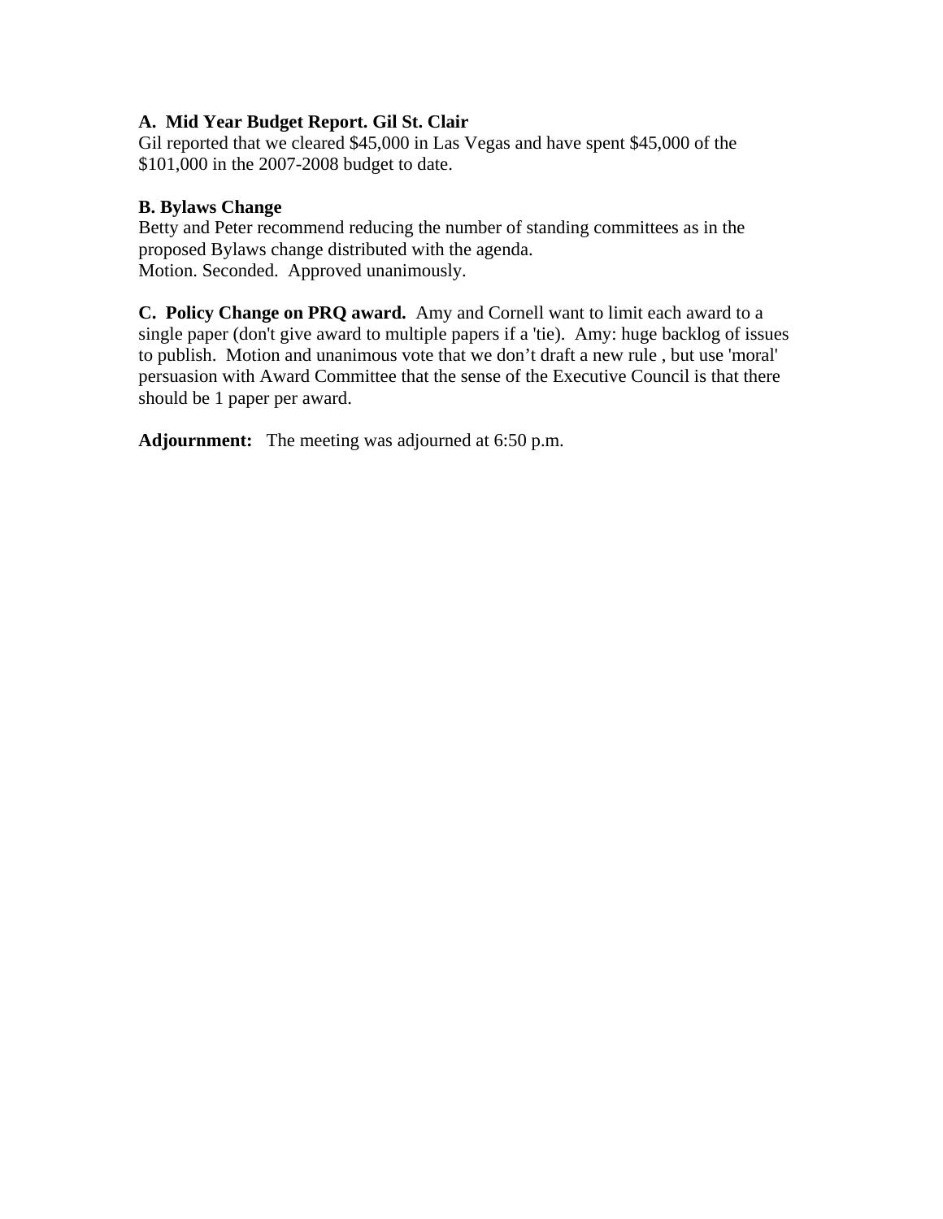**A. Mid Year Budget Report. Gil St. Clair**
Gil reported that we cleared $45,000 in Las Vegas and have spent $45,000 of the $101,000 in the 2007-2008 budget to date.

**B. Bylaws Change**
Betty and Peter recommend reducing the number of standing committees as in the proposed Bylaws change distributed with the agenda.
Motion. Seconded. Approved unanimously.

**C. Policy Change on PRQ award.** Amy and Cornell want to limit each award to a single paper (don't give award to multiple papers if a 'tie). Amy: huge backlog of issues to publish. Motion and unanimous vote that we don't draft a new rule , but use 'moral' persuasion with Award Committee that the sense of the Executive Council is that there should be 1 paper per award.

**Adjournment:** The meeting was adjourned at 6:50 p.m.